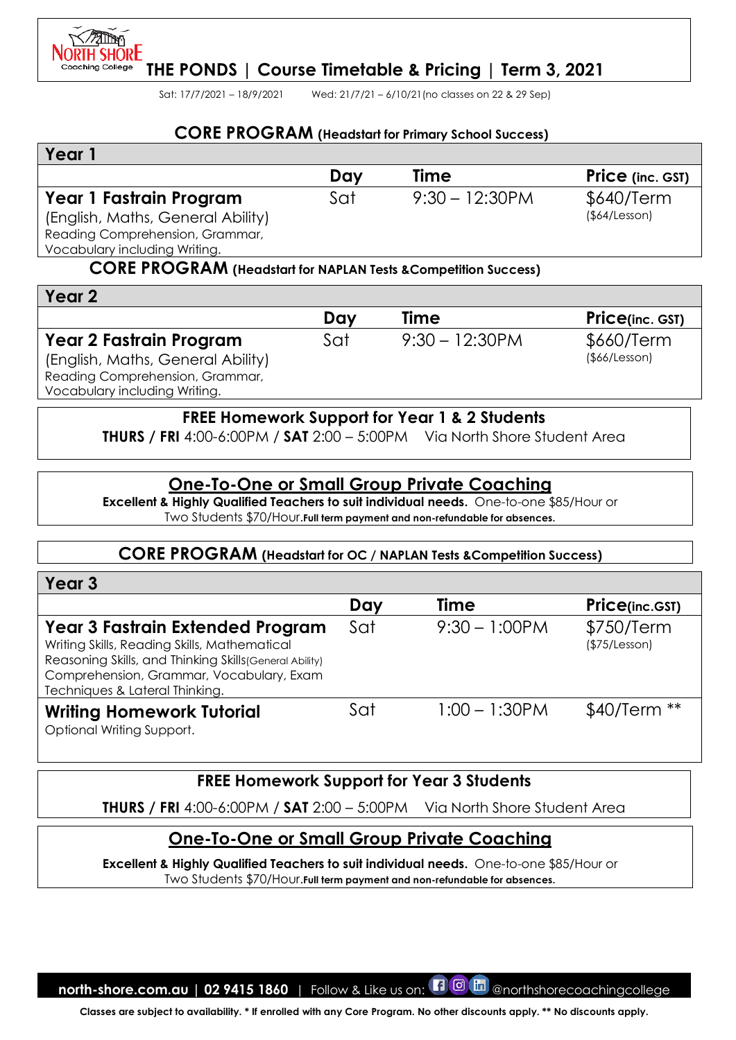# THE PONDS | Course Timetable & Pricing | Term 3, 2021

Sat: 17/7/2021 – 18/9/2021 Wed: 21/7/21 – 6/10/21 (no classes on 22 & 29 Sep)

## CORE PROGRAM (Headstart for Primary School Success)

| Year 1 | Day | Time | Price (inc. GST) |
|---|---|---|---|
| **Year 1 Fastrain Program** (English, Maths, General Ability) Reading Comprehension, Grammar, Vocabulary including Writing. | Sat | 9:30 – 12:30PM | $640/Term ($64/Lesson) |

## CORE PROGRAM (Headstart for NAPLAN Tests &Competition Success)

| Year 2 | Day | Time | Price(inc. GST) |
|---|---|---|---|
| **Year 2 Fastrain Program** (English, Maths, General Ability) Reading Comprehension, Grammar, Vocabulary including Writing. | Sat | 9:30 – 12:30PM | $660/Term ($66/Lesson) |

**FREE Homework Support for Year 1 & 2 Students**

**THURS / FRI** 4:00-6:00PM / **SAT** 2:00 – 5:00PM Via North Shore Student Area

**One-To-One or Small Group Private Coaching**

**Excellent & Highly Qualified Teachers to suit individual needs.** One-to-one $85/Hour or Two Students $70/Hour. **Full term payment and non-refundable for absences.**

## CORE PROGRAM (Headstart for OC / NAPLAN Tests &Competition Success)

| Year 3 | Day | Time | Price(inc.GST) |
|---|---|---|---|
| **Year 3 Fastrain Extended Program** Writing Skills, Reading Skills, Mathematical Reasoning Skills, and Thinking Skills(General Ability) Comprehension, Grammar, Vocabulary, Exam Techniques & Lateral Thinking. | Sat | 9:30 – 1:00PM | $750/Term ($75/Lesson) |
| **Writing Homework Tutorial** Optional Writing Support. | Sat | 1:00 – 1:30PM | $40/Term ** |

**FREE Homework Support for Year 3 Students**

**THURS / FRI** 4:00-6:00PM / **SAT** 2:00 – 5:00PM Via North Shore Student Area

**One-To-One or Small Group Private Coaching**

**Excellent & Highly Qualified Teachers to suit individual needs.** One-to-one $85/Hour or Two Students $70/Hour. **Full term payment and non-refundable for absences.**

**north-shore.com.au | 02 9415 1860** | Follow & Like us on: @northshorecoachingcollege

**Classes are subject to availability. * If enrolled with any Core Program. No other discounts apply. ** No discounts apply.**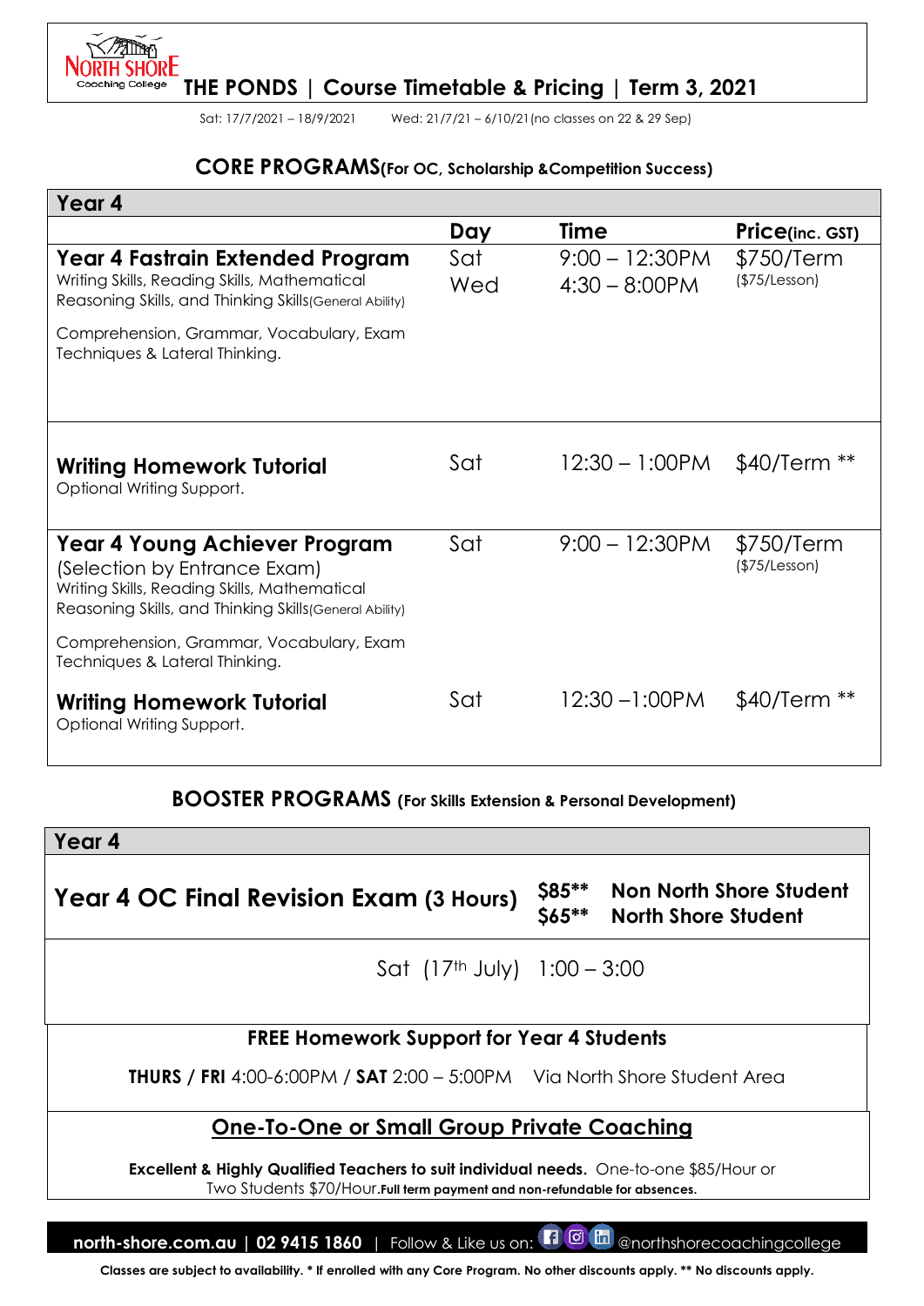# NORTH SHORE Coaching College

## THE PONDS | Course Timetable & Pricing | Term 3, 2021

Sat: 17/7/2021 – 18/9/2021 Wed: 21/7/21 – 6/10/21 (no classes on 22 & 29 Sep)

### CORE PROGRAMS (For OC, Scholarship & Competition Success)

| Year 4 | Day | Time | Price (inc. GST) |
|---|---|---|---|
| **Year 4 Fastrain Extended Program**<br>Writing Skills, Reading Skills, Mathematical Reasoning Skills, and Thinking Skills (General Ability)<br>Comprehension, Grammar, Vocabulary, Exam Techniques & Lateral Thinking. | Sat<br>Wed | 9:00 – 12:30PM<br>4:30 – 8:00PM | $750/Term<br>($75/Lesson) |
| **Writing Homework Tutorial**<br>Optional Writing Support. | Sat | 12:30 – 1:00PM | $40/Term ** |
| **Year 4 Young Achiever Program**<br>(Selection by Entrance Exam)<br>Writing Skills, Reading Skills, Mathematical Reasoning Skills, and Thinking Skills (General Ability)<br>Comprehension, Grammar, Vocabulary, Exam Techniques & Lateral Thinking. | Sat | 9:00 – 12:30PM | $750/Term<br>($75/Lesson) |
| **Writing Homework Tutorial**<br>Optional Writing Support. | Sat | 12:30 –1:00PM | $40/Term ** |

### BOOSTER PROGRAMS (For Skills Extension & Personal Development)

**Year 4**

**Year 4 OC Final Revision Exam (3 Hours)**

| | |
|---|---|
| $85** | Non North Shore Student |
| $65** | North Shore Student |

Sat (17th July) 1:00 – 3:00

**FREE Homework Support for Year 4 Students**

**THURS / FRI** 4:00-6:00PM / **SAT** 2:00 – 5:00PM Via North Shore Student Area

## One-To-One or Small Group Private Coaching

**Excellent & Highly Qualified Teachers to suit individual needs.** One-to-one $85/Hour or Two Students $70/Hour. **Full term payment and non-refundable for absences.**

**north-shore.com.au | 02 9415 1860** | Follow & Like us on: @northshorecoachingcollege

**Classes are subject to availability. * If enrolled with any Core Program. No other discounts apply. ** No discounts apply.**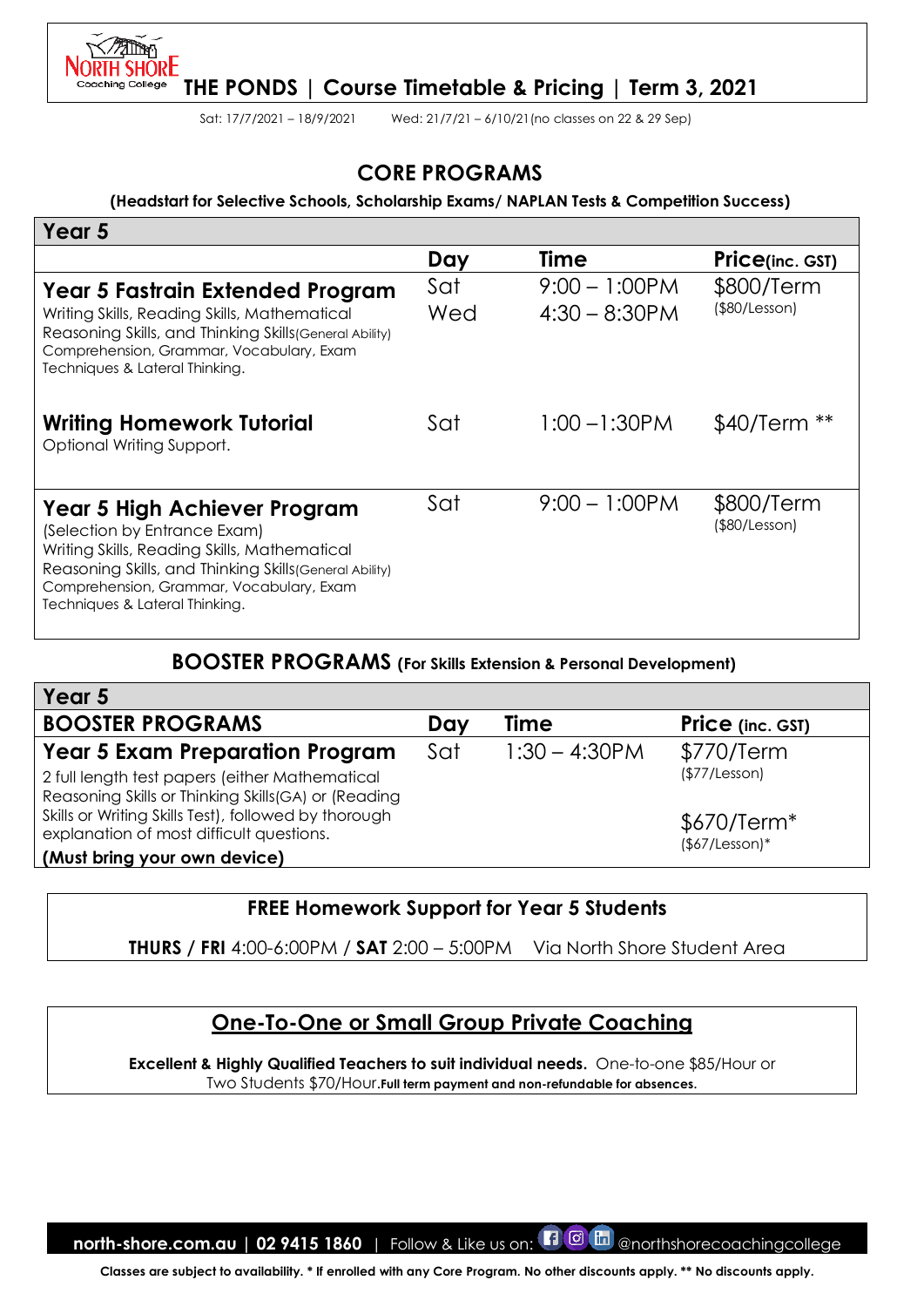# THE PONDS | Course Timetable & Pricing | Term 3, 2021

Sat: 17/7/2021 – 18/9/2021 Wed: 21/7/21 – 6/10/21 (no classes on 22 & 29 Sep)

## CORE PROGRAMS

**(Headstart for Selective Schools, Scholarship Exams/ NAPLAN Tests & Competition Success)**

| Year 5 | | | |
|---|---|---|---|
| | **Day** | **Time** | **Price (inc. GST)** |
| **Year 5 Fastrain Extended Program**<br>Writing Skills, Reading Skills, Mathematical Reasoning Skills, and Thinking Skills (General Ability) Comprehension, Grammar, Vocabulary, Exam Techniques & Lateral Thinking. | Sat<br>Wed | 9:00 – 1:00PM<br>4:30 – 8:30PM | $800/Term<br>($80/Lesson) |
| **Writing Homework Tutorial**<br>Optional Writing Support. | Sat | 1:00 – 1:30PM | $40/Term ** |
| **Year 5 High Achiever Program**<br>(Selection by Entrance Exam)<br>Writing Skills, Reading Skills, Mathematical Reasoning Skills, and Thinking Skills (General Ability) Comprehension, Grammar, Vocabulary, Exam Techniques & Lateral Thinking. | Sat | 9:00 – 1:00PM | $800/Term<br>($80/Lesson) |

## BOOSTER PROGRAMS (For Skills Extension & Personal Development)

| Year 5 | | | |
|---|---|---|---|
| **BOOSTER PROGRAMS** | **Day** | **Time** | **Price (inc. GST)** |
| **Year 5 Exam Preparation Program**<br>2 full length test papers (either Mathematical Reasoning Skills or Thinking Skills(GA) or (Reading Skills or Writing Skills Test), followed by thorough explanation of most difficult questions.<br>**(Must bring your own device)** | Sat | 1:30 – 4:30PM | $770/Term<br>($77/Lesson)<br><br>$670/Term*<br>($67/Lesson)* |

### FREE Homework Support for Year 5 Students

**THURS / FRI** 4:00-6:00PM / **SAT** 2:00 – 5:00PM Via North Shore Student Area

### One-To-One or Small Group Private Coaching

**Excellent & Highly Qualified Teachers to suit individual needs.** One-to-one $85/Hour or Two Students $70/Hour. **Full term payment and non-refundable for absences.**

**north-shore.com.au | 02 9415 1860** | Follow & Like us on: @northshorecoachingcollege

**Classes are subject to availability. * If enrolled with any Core Program. No other discounts apply. ** No discounts apply.**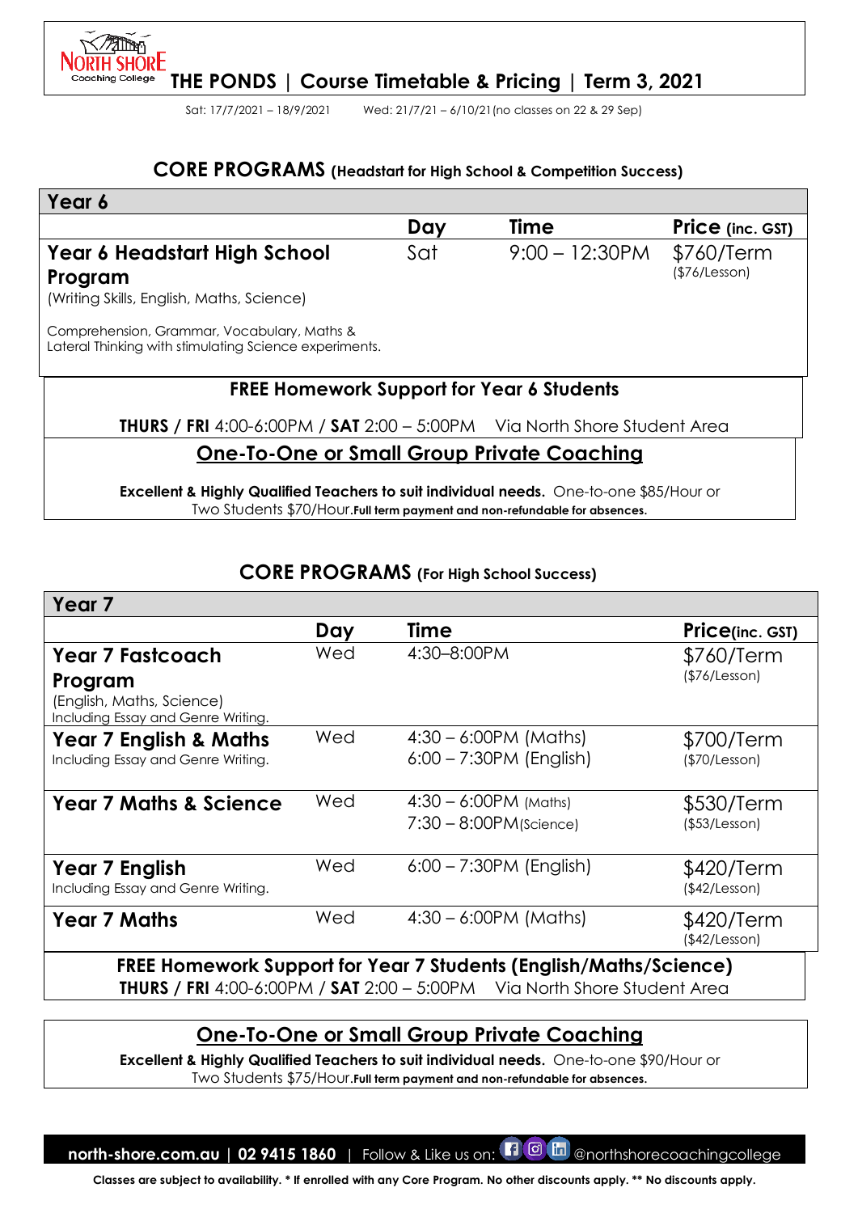North Shore Coaching College

# THE PONDS | Course Timetable & Pricing | Term 3, 2021

Sat: 17/7/2021 – 18/9/2021 Wed: 21/7/21 – 6/10/21 (no classes on 22 & 29 Sep)

## CORE PROGRAMS (Headstart for High School & Competition Success)

| Year 6 | | | |
|---|---|---|---|
| | **Day** | **Time** | **Price (inc. GST)** |
| **Year 6 Headstart High School Program** (Writing Skills, English, Maths, Science) Comprehension, Grammar, Vocabulary, Maths & Lateral Thinking with stimulating Science experiments. | Sat | 9:00 – 12:30PM | $760/Term ($76/Lesson) |

**FREE Homework Support for Year 6 Students**

**THURS / FRI** 4:00-6:00PM / **SAT** 2:00 – 5:00PM Via North Shore Student Area

**One-To-One or Small Group Private Coaching**

**Excellent & Highly Qualified Teachers to suit individual needs.** One-to-one $85/Hour or Two Students $70/Hour. **Full term payment and non-refundable for absences.**

## CORE PROGRAMS (For High School Success)

| Year 7 | | | |
|---|---|---|---|
| | **Day** | **Time** | **Price (inc. GST)** |
| **Year 7 Fastcoach Program** (English, Maths, Science) Including Essay and Genre Writing. | Wed | 4:30–8:00PM | $760/Term ($76/Lesson) |
| **Year 7 English & Maths** Including Essay and Genre Writing. | Wed | 4:30 – 6:00PM (Maths) 6:00 – 7:30PM (English) | $700/Term ($70/Lesson) |
| **Year 7 Maths & Science** | Wed | 4:30 – 6:00PM (Maths) 7:30 – 8:00PM (Science) | $530/Term ($53/Lesson) |
| **Year 7 English** Including Essay and Genre Writing. | Wed | 6:00 – 7:30PM (English) | $420/Term ($42/Lesson) |
| **Year 7 Maths** | Wed | 4:30 – 6:00PM (Maths) | $420/Term ($42/Lesson) |

**FREE Homework Support for Year 7 Students (English/Maths/Science)**

**THURS / FRI** 4:00-6:00PM / **SAT** 2:00 – 5:00PM Via North Shore Student Area

**One-To-One or Small Group Private Coaching**

**Excellent & Highly Qualified Teachers to suit individual needs.** One-to-one $90/Hour or Two Students $75/Hour. **Full term payment and non-refundable for absences.**

**north-shore.com.au | 02 9415 1860** | Follow & Like us on: @northshorecoachingcollege

**Classes are subject to availability. * If enrolled with any Core Program. No other discounts apply. ** No discounts apply.**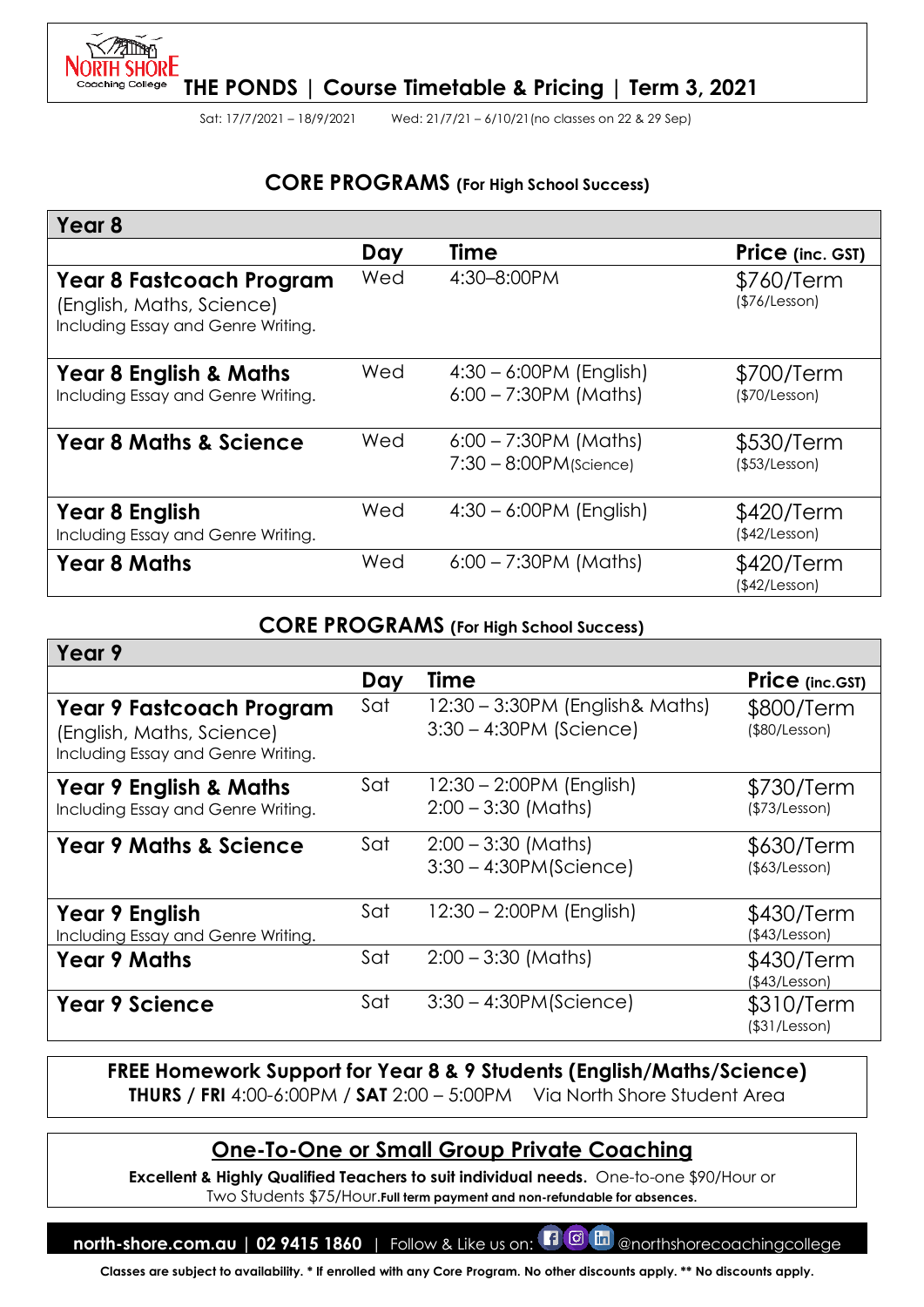# NORTH SHORE Coaching College

## THE PONDS | Course Timetable & Pricing | Term 3, 2021

Sat: 17/7/2021 – 18/9/2021  Wed: 21/7/21 – 6/10/21 (no classes on 22 & 29 Sep)

## CORE PROGRAMS (For High School Success)

| Year 8 | | | |
|---|---|---|---|
| | **Day** | **Time** | **Price** (inc. GST) |
| **Year 8 Fastcoach Program** (English, Maths, Science) Including Essay and Genre Writing. | Wed | 4:30–8:00PM | $760/Term ($76/Lesson) |
| **Year 8 English & Maths** Including Essay and Genre Writing. | Wed | 4:30 – 6:00PM (English) 6:00 – 7:30PM (Maths) | $700/Term ($70/Lesson) |
| **Year 8 Maths & Science** | Wed | 6:00 – 7:30PM (Maths) 7:30 – 8:00PM (Science) | $530/Term ($53/Lesson) |
| **Year 8 English** Including Essay and Genre Writing. | Wed | 4:30 – 6:00PM (English) | $420/Term ($42/Lesson) |
| **Year 8 Maths** | Wed | 6:00 – 7:30PM (Maths) | $420/Term ($42/Lesson) |

## CORE PROGRAMS (For High School Success)

| Year 9 | | | |
|---|---|---|---|
| | **Day** | **Time** | **Price** (inc.GST) |
| **Year 9 Fastcoach Program** (English, Maths, Science) Including Essay and Genre Writing. | Sat | 12:30 – 3:30PM (English& Maths) 3:30 – 4:30PM (Science) | $800/Term ($80/Lesson) |
| **Year 9 English & Maths** Including Essay and Genre Writing. | Sat | 12:30 – 2:00PM (English) 2:00 – 3:30 (Maths) | $730/Term ($73/Lesson) |
| **Year 9 Maths & Science** | Sat | 2:00 – 3:30 (Maths) 3:30 – 4:30PM (Science) | $630/Term ($63/Lesson) |
| **Year 9 English** Including Essay and Genre Writing. | Sat | 12:30 – 2:00PM (English) | $430/Term ($43/Lesson) |
| **Year 9 Maths** | Sat | 2:00 – 3:30 (Maths) | $430/Term ($43/Lesson) |
| **Year 9 Science** | Sat | 3:30 – 4:30PM (Science) | $310/Term ($31/Lesson) |

**FREE Homework Support for Year 8 & 9 Students (English/Maths/Science)**
**THURS / FRI** 4:00-6:00PM / **SAT** 2:00 – 5:00PM  Via North Shore Student Area

## One-To-One or Small Group Private Coaching

**Excellent & Highly Qualified Teachers to suit individual needs.** One-to-one $90/Hour or Two Students $75/Hour. **Full term payment and non-refundable for absences.**

**north-shore.com.au | 02 9415 1860** | Follow & Like us on: @northshorecoachingcollege

**Classes are subject to availability. * If enrolled with any Core Program. No other discounts apply. ** No discounts apply.**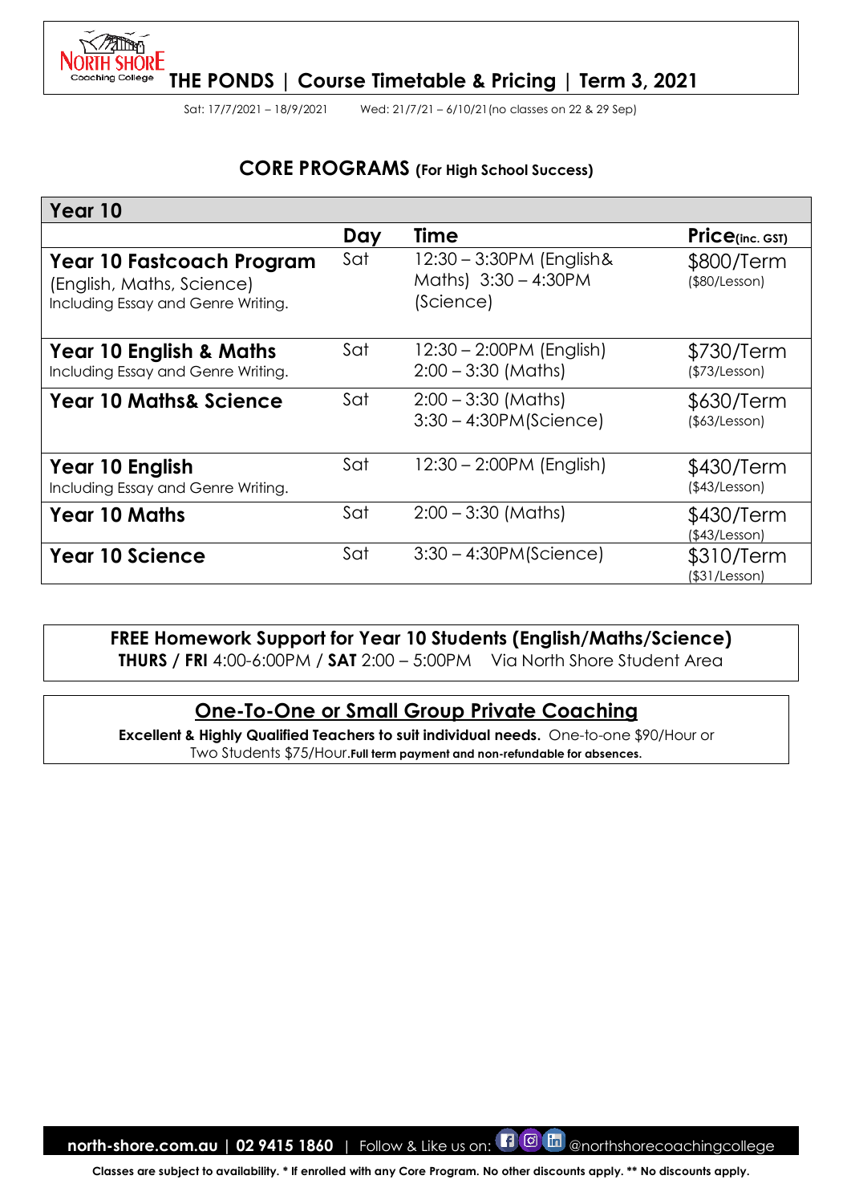# THE PONDS | Course Timetable & Pricing | Term 3, 2021

Sat: 17/7/2021 – 18/9/2021 Wed: 21/7/21 – 6/10/21 (no classes on 22 & 29 Sep)

## CORE PROGRAMS (For High School Success)

| Year 10 | | | |
|---|---|---|---|
| | **Day** | **Time** | **Price** (inc. GST) |
| **Year 10 Fastcoach Program** (English, Maths, Science) Including Essay and Genre Writing. | Sat | 12:30 – 3:30PM (English& Maths) 3:30 – 4:30PM (Science) | $800/Term ($80/Lesson) |
| **Year 10 English & Maths** Including Essay and Genre Writing. | Sat | 12:30 – 2:00PM (English) 2:00 – 3:30 (Maths) | $730/Term ($73/Lesson) |
| **Year 10 Maths& Science** | Sat | 2:00 – 3:30 (Maths) 3:30 – 4:30PM(Science) | $630/Term ($63/Lesson) |
| **Year 10 English** Including Essay and Genre Writing. | Sat | 12:30 – 2:00PM (English) | $430/Term ($43/Lesson) |
| **Year 10 Maths** | Sat | 2:00 – 3:30 (Maths) | $430/Term ($43/Lesson) |
| **Year 10 Science** | Sat | 3:30 – 4:30PM(Science) | $310/Term ($31/Lesson) |

**FREE Homework Support for Year 10 Students (English/Maths/Science)**
**THURS / FRI** 4:00-6:00PM / **SAT** 2:00 – 5:00PM Via North Shore Student Area

## One-To-One or Small Group Private Coaching

**Excellent & Highly Qualified Teachers to suit individual needs.** One-to-one $90/Hour or Two Students $75/Hour. **Full term payment and non-refundable for absences.**

**north-shore.com.au | 02 9415 1860** | Follow & Like us on: @northshorecoachingcollege

**Classes are subject to availability. * If enrolled with any Core Program. No other discounts apply. ** No discounts apply.**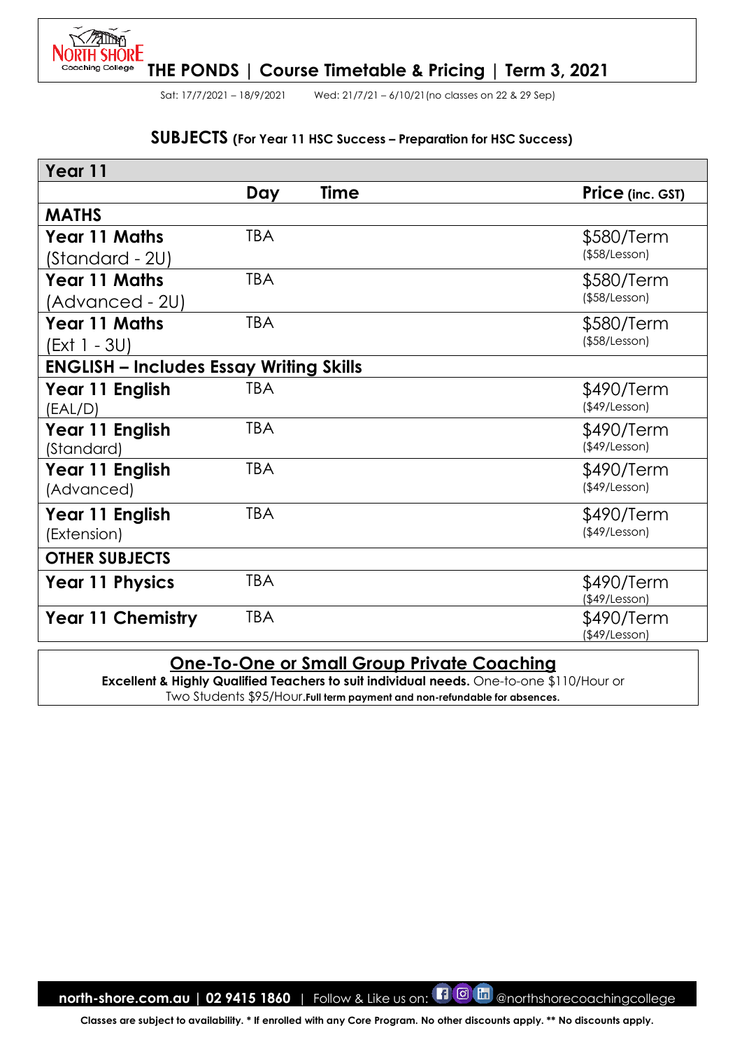# THE PONDS | Course Timetable & Pricing | Term 3, 2021

Sat: 17/7/2021 – 18/9/2021 Wed: 21/7/21 – 6/10/21(no classes on 22 & 29 Sep)

## SUBJECTS (For Year 11 HSC Success – Preparation for HSC Success)

| Year 11 | | | |
|---|---|---|---|
| | **Day** | **Time** | **Price** (inc. GST) |
| **MATHS** | | | |
| **Year 11 Maths** (Standard - 2U) | TBA | | $580/Term ($58/Lesson) |
| **Year 11 Maths** (Advanced - 2U) | TBA | | $580/Term ($58/Lesson) |
| **Year 11 Maths** (Ext 1 - 3U) | TBA | | $580/Term ($58/Lesson) |
| **ENGLISH – Includes Essay Writing Skills** | | | |
| **Year 11 English** (EAL/D) | TBA | | $490/Term ($49/Lesson) |
| **Year 11 English** (Standard) | TBA | | $490/Term ($49/Lesson) |
| **Year 11 English** (Advanced) | TBA | | $490/Term ($49/Lesson) |
| **Year 11 English** (Extension) | TBA | | $490/Term ($49/Lesson) |
| **OTHER SUBJECTS** | | | |
| **Year 11 Physics** | TBA | | $490/Term ($49/Lesson) |
| **Year 11 Chemistry** | TBA | | $490/Term ($49/Lesson) |

## One-To-One or Small Group Private Coaching

**Excellent & Highly Qualified Teachers to suit individual needs.** One-to-one $110/Hour or Two Students $95/Hour.**Full term payment and non-refundable for absences.**

**north-shore.com.au | 02 9415 1860** | Follow & Like us on: @northshorecoachingcollege

**Classes are subject to availability. * If enrolled with any Core Program. No other discounts apply. ** No discounts apply.**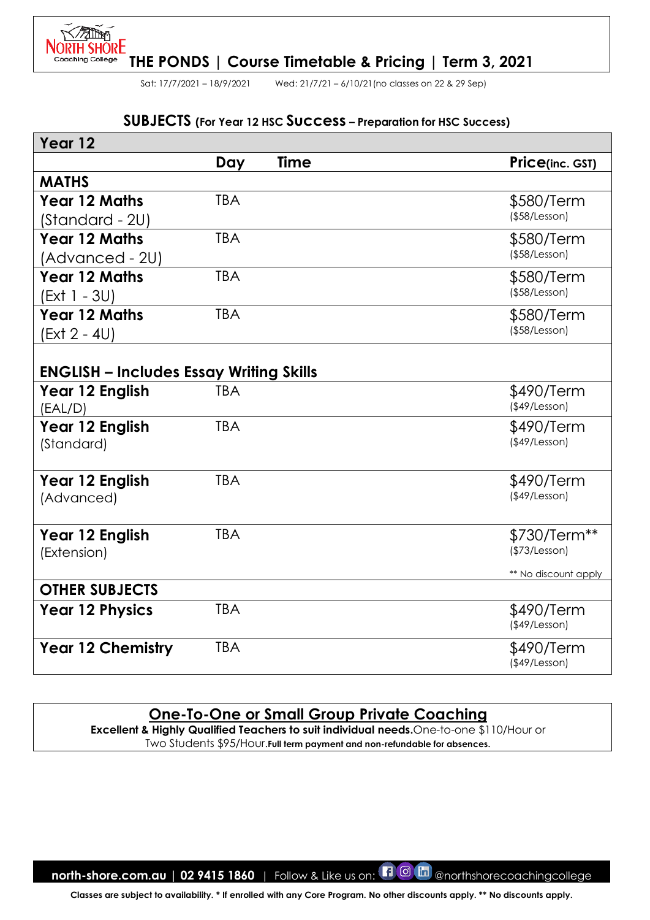# THE PONDS | Course Timetable & Pricing | Term 3, 2021

Sat: 17/7/2021 – 18/9/2021 Wed: 21/7/21 – 6/10/21(no classes on 22 & 29 Sep)

## SUBJECTS (For Year 12 HSC Success – Preparation for HSC Success)

| Year 12 | | | |
|---|---|---|---|
| | **Day** | **Time** | **Price(inc. GST)** |
| **MATHS** | | | |
| **Year 12 Maths** (Standard - 2U) | TBA | | $580/Term ($58/Lesson) |
| **Year 12 Maths** (Advanced - 2U) | TBA | | $580/Term ($58/Lesson) |
| **Year 12 Maths** (Ext 1 - 3U) | TBA | | $580/Term ($58/Lesson) |
| **Year 12 Maths** (Ext 2 - 4U) | TBA | | $580/Term ($58/Lesson) |
| **ENGLISH – Includes Essay Writing Skills** | | | |
| **Year 12 English** (EAL/D) | TBA | | $490/Term ($49/Lesson) |
| **Year 12 English** (Standard) | TBA | | $490/Term ($49/Lesson) |
| **Year 12 English** (Advanced) | TBA | | $490/Term ($49/Lesson) |
| **Year 12 English** (Extension) | TBA | | $730/Term** ($73/Lesson) ** No discount apply |
| **OTHER SUBJECTS** | | | |
| **Year 12 Physics** | TBA | | $490/Term ($49/Lesson) |
| **Year 12 Chemistry** | TBA | | $490/Term ($49/Lesson) |

## One-To-One or Small Group Private Coaching

**Excellent & Highly Qualified Teachers to suit individual needs.** One-to-one $110/Hour or Two Students $95/Hour. **Full term payment and non-refundable for absences.**

**north-shore.com.au | 02 9415 1860** | Follow & Like us on: @northshorecoachingcollege

**Classes are subject to availability. * If enrolled with any Core Program. No other discounts apply. ** No discounts apply.**